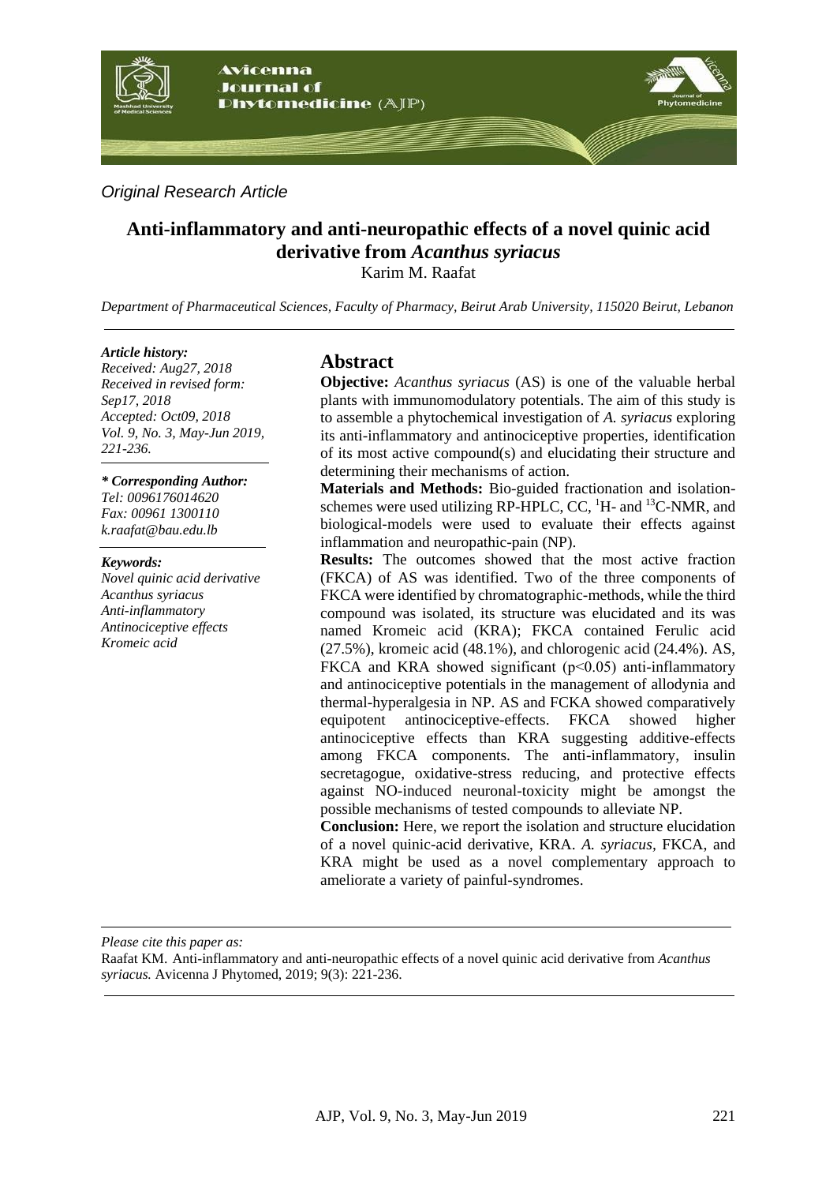*Original Research Article*

# Anti-inflammatory and anti-neuropathic effects of a novel quinic acid derivative from *Acanthus syriacus*

Karim M. Raafat

*Department of Pharmaceutical Sciences, Faculty of Pharmacy, Beirut Arab University, 115020 Beirut, Lebanon*

*Article history:*
*Received: Aug27, 2018*
*Received in revised form: Sep17, 2018*
*Accepted: Oct09, 2018*
*Vol. 9, No. 3, May-Jun 2019, 221-236.*

***\* Corresponding Author:***
*Tel: 0096176014620*
*Fax: 00961 1300110*
*k.raafat@bau.edu.lb*

***Keywords:***
*Novel quinic acid derivative*
*Acanthus syriacus*
*Anti-inflammatory*
*Antinociceptive effects*
*Kromeic acid*

## Abstract

**Objective:** *Acanthus syriacus* (AS) is one of the valuable herbal plants with immunomodulatory potentials. The aim of this study is to assemble a phytochemical investigation of *A. syriacus* exploring its anti-inflammatory and antinociceptive properties, identification of its most active compound(s) and elucidating their structure and determining their mechanisms of action.

**Materials and Methods:** Bio-guided fractionation and isolation-schemes were used utilizing RP-HPLC, CC, $^{1}H$- and $^{13}C$-NMR, and biological-models were used to evaluate their effects against inflammation and neuropathic-pain (NP).

**Results:** The outcomes showed that the most active fraction (FKCA) of AS was identified. Two of the three components of FKCA were identified by chromatographic-methods, while the third compound was isolated, its structure was elucidated and its was named Kromeic acid (KRA); FKCA contained Ferulic acid (27.5%), kromeic acid (48.1%), and chlorogenic acid (24.4%). AS, FKCA and KRA showed significant ($p<0.05$) anti-inflammatory and antinociceptive potentials in the management of allodynia and thermal-hyperalgesia in NP. AS and FCKA showed comparatively equipotent antinociceptive-effects. FKCA showed higher antinociceptive effects than KRA suggesting additive-effects among FKCA components. The anti-inflammatory, insulin secretagogue, oxidative-stress reducing, and protective effects against NO-induced neuronal-toxicity might be amongst the possible mechanisms of tested compounds to alleviate NP.

**Conclusion:** Here, we report the isolation and structure elucidation of a novel quinic-acid derivative, KRA. *A. syriacus,* FKCA, and KRA might be used as a novel complementary approach to ameliorate a variety of painful-syndromes.

*Please cite this paper as:*
Raafat KM. Anti-inflammatory and anti-neuropathic effects of a novel quinic acid derivative from *Acanthus syriacus.* Avicenna J Phytomed, 2019; 9(3): 221-236.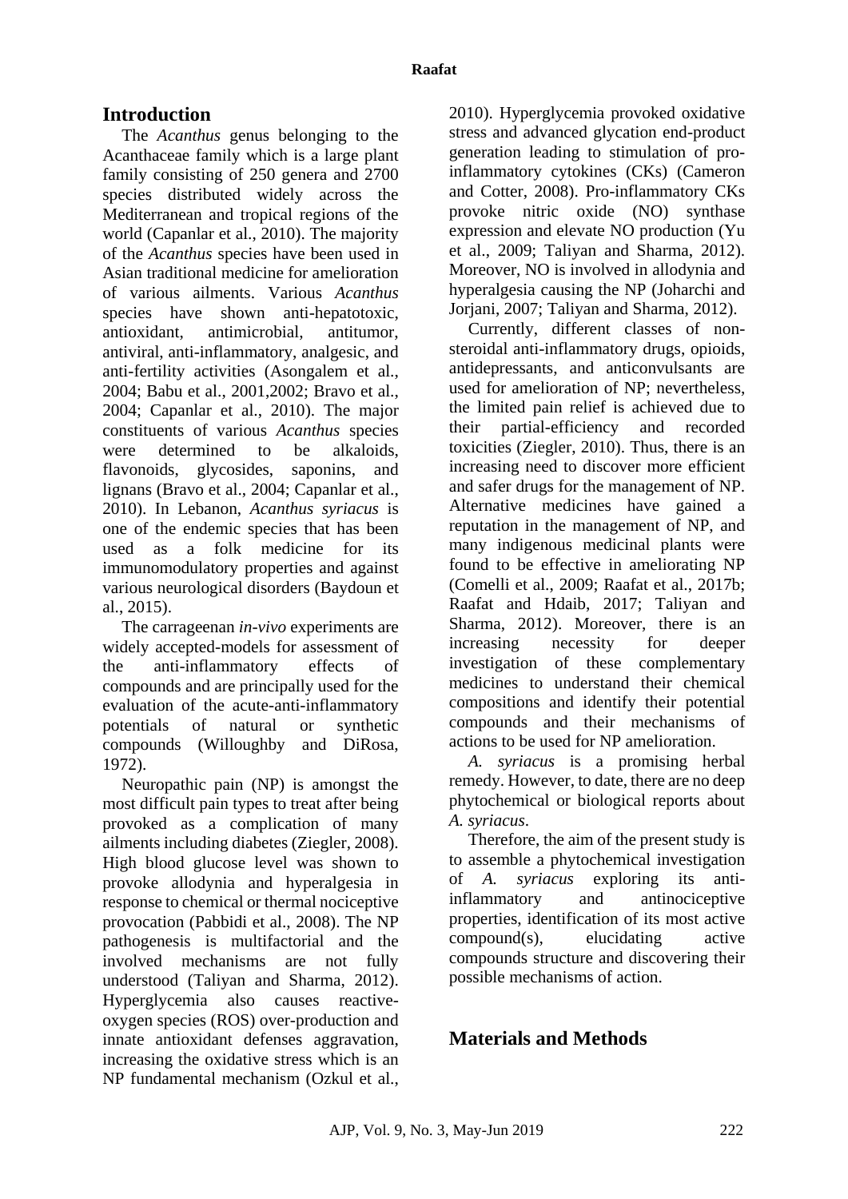## Introduction

The *Acanthus* genus belonging to the Acanthaceae family which is a large plant family consisting of 250 genera and 2700 species distributed widely across the Mediterranean and tropical regions of the world (Capanlar et al., 2010). The majority of the *Acanthus* species have been used in Asian traditional medicine for amelioration of various ailments. Various *Acanthus* species have shown anti-hepatotoxic, antioxidant, antimicrobial, antitumor, antiviral, anti-inflammatory, analgesic, and anti-fertility activities (Asongalem et al., 2004; Babu et al., 2001,2002; Bravo et al., 2004; Capanlar et al., 2010). The major constituents of various *Acanthus* species were determined to be alkaloids, flavonoids, glycosides, saponins, and lignans (Bravo et al., 2004; Capanlar et al., 2010). In Lebanon, *Acanthus syriacus* is one of the endemic species that has been used as a folk medicine for its immunomodulatory properties and against various neurological disorders (Baydoun et al., 2015).

The carrageenan *in-vivo* experiments are widely accepted-models for assessment of the anti-inflammatory effects of compounds and are principally used for the evaluation of the acute-anti-inflammatory potentials of natural or synthetic compounds (Willoughby and DiRosa, 1972).

Neuropathic pain (NP) is amongst the most difficult pain types to treat after being provoked as a complication of many ailments including diabetes (Ziegler, 2008). High blood glucose level was shown to provoke allodynia and hyperalgesia in response to chemical or thermal nociceptive provocation (Pabbidi et al., 2008). The NP pathogenesis is multifactorial and the involved mechanisms are not fully understood (Taliyan and Sharma, 2012). Hyperglycemia also causes reactive-oxygen species (ROS) over-production and innate antioxidant defenses aggravation, increasing the oxidative stress which is an NP fundamental mechanism (Ozkul et al., 2010). Hyperglycemia provoked oxidative stress and advanced glycation end-product generation leading to stimulation of pro-inflammatory cytokines (CKs) (Cameron and Cotter, 2008). Pro-inflammatory CKs provoke nitric oxide (NO) synthase expression and elevate NO production (Yu et al., 2009; Taliyan and Sharma, 2012). Moreover, NO is involved in allodynia and hyperalgesia causing the NP (Joharchi and Jorjani, 2007; Taliyan and Sharma, 2012).

Currently, different classes of non-steroidal anti-inflammatory drugs, opioids, antidepressants, and anticonvulsants are used for amelioration of NP; nevertheless, the limited pain relief is achieved due to their partial-efficiency and recorded toxicities (Ziegler, 2010). Thus, there is an increasing need to discover more efficient and safer drugs for the management of NP. Alternative medicines have gained a reputation in the management of NP, and many indigenous medicinal plants were found to be effective in ameliorating NP (Comelli et al., 2009; Raafat et al., 2017b; Raafat and Hdaib, 2017; Taliyan and Sharma, 2012). Moreover, there is an increasing necessity for deeper investigation of these complementary medicines to understand their chemical compositions and identify their potential compounds and their mechanisms of actions to be used for NP amelioration.

*A. syriacus* is a promising herbal remedy. However, to date, there are no deep phytochemical or biological reports about *A. syriacus*.

Therefore, the aim of the present study is to assemble a phytochemical investigation of *A. syriacus* exploring its anti-inflammatory and antinociceptive properties, identification of its most active compound(s), elucidating active compounds structure and discovering their possible mechanisms of action.

## Materials and Methods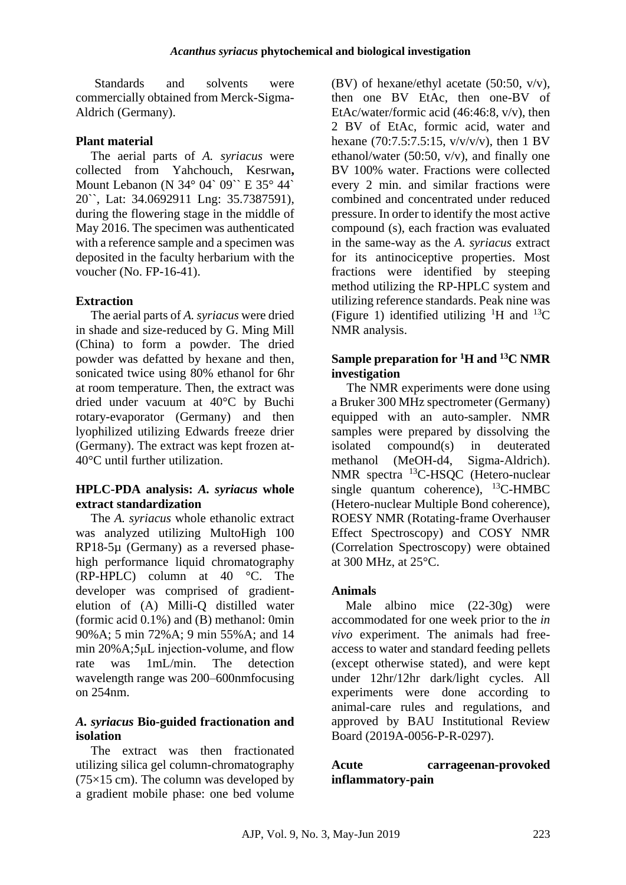Standards and solvents were commercially obtained from Merck-Sigma-Aldrich (Germany).

## Plant material

The aerial parts of *A. syriacus* were collected from Yahchouch, Kesrwan**,** Mount Lebanon (N 34° 04` 09`` E 35° 44` 20``, Lat: 34.0692911 Lng: 35.7387591), during the flowering stage in the middle of May 2016. The specimen was authenticated with a reference sample and a specimen was deposited in the faculty herbarium with the voucher (No. FP-16-41).

## Extraction

The aerial parts of *A. syriacus* were dried in shade and size-reduced by G. Ming Mill (China) to form a powder. The dried powder was defatted by hexane and then, sonicated twice using 80% ethanol for 6hr at room temperature. Then, the extract was dried under vacuum at 40°C by Buchi rotary-evaporator (Germany) and then lyophilized utilizing Edwards freeze drier (Germany). The extract was kept frozen at-40°C until further utilization.

## HPLC-PDA analysis: *A. syriacus* whole extract standardization

The *A. syriacus* whole ethanolic extract was analyzed utilizing MultoHigh 100 RP18-5µ (Germany) as a reversed phase-high performance liquid chromatography (RP-HPLC) column at 40 °C. The developer was comprised of gradient-elution of (A) Milli-Q distilled water (formic acid 0.1%) and (B) methanol: 0min 90%A; 5 min 72%A; 9 min 55%A; and 14 min 20%A;5µL injection-volume, and flow rate was 1mL/min. The detection wavelength range was 200–600nmfocusing on 254nm.

## *A. syriacus* Bio-guided fractionation and isolation

The extract was then fractionated utilizing silica gel column-chromatography (75×15 cm). The column was developed by a gradient mobile phase: one bed volume (BV) of hexane/ethyl acetate (50:50, v/v), then one BV EtAc, then one-BV of EtAc/water/formic acid (46:46:8, v/v), then 2 BV of EtAc, formic acid, water and hexane (70:7.5:7.5:15, v/v/v/v), then 1 BV ethanol/water (50:50, v/v), and finally one BV 100% water. Fractions were collected every 2 min. and similar fractions were combined and concentrated under reduced pressure. In order to identify the most active compound (s), each fraction was evaluated in the same-way as the *A. syriacus* extract for its antinociceptive properties. Most fractions were identified by steeping method utilizing the RP-HPLC system and utilizing reference standards. Peak nine was (Figure 1) identified utilizing $^{1}$H and $^{13}$C NMR analysis.

## Sample preparation for $^{1}$H and $^{13}$C NMR investigation

The NMR experiments were done using a Bruker 300 MHz spectrometer (Germany) equipped with an auto-sampler. NMR samples were prepared by dissolving the isolated compound(s) in deuterated methanol (MeOH-d4, Sigma-Aldrich). NMR spectra $^{13}$C-HSQC (Hetero-nuclear single quantum coherence), $^{13}$C-HMBC (Hetero-nuclear Multiple Bond coherence), ROESY NMR (Rotating-frame Overhauser Effect Spectroscopy) and COSY NMR (Correlation Spectroscopy) were obtained at 300 MHz, at 25°C.

## Animals

Male albino mice (22-30g) were accommodated for one week prior to the *in vivo* experiment. The animals had free-access to water and standard feeding pellets (except otherwise stated), and were kept under 12hr/12hr dark/light cycles. All experiments were done according to animal-care rules and regulations, and approved by BAU Institutional Review Board (2019A-0056-P-R-0297).

## Acute carrageenan-provoked inflammatory-pain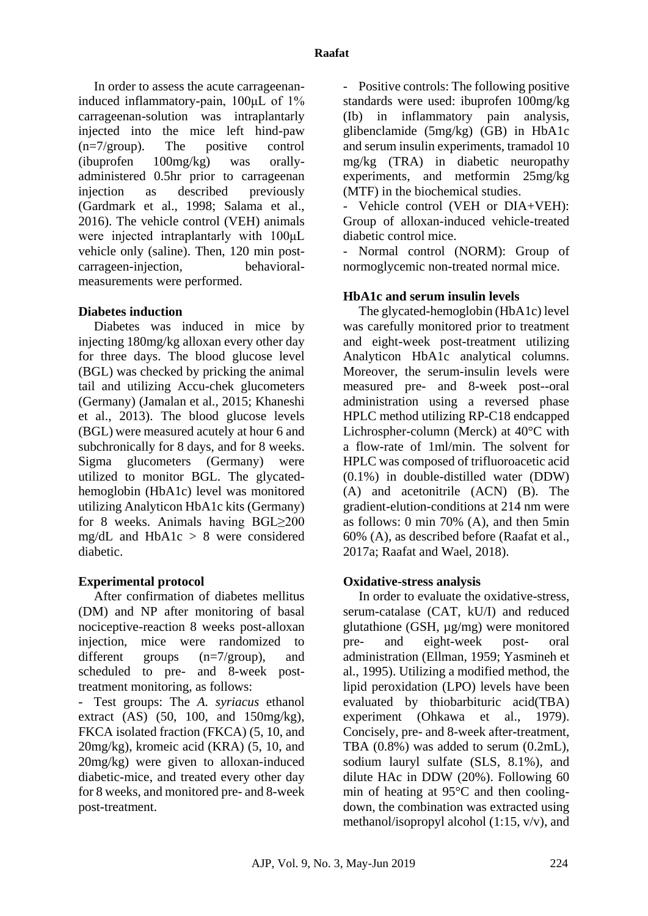In order to assess the acute carrageenan-induced inflammatory-pain, 100μL of 1% carrageenan-solution was intraplantarly injected into the mice left hind-paw (n=7/group). The positive control (ibuprofen 100mg/kg) was orally-administered 0.5hr prior to carrageenan injection as described previously (Gardmark et al., 1998; Salama et al., 2016). The vehicle control (VEH) animals were injected intraplantarly with 100μL vehicle only (saline). Then, 120 min post-carrageen-injection, behavioral-measurements were performed.

**Diabetes induction**

Diabetes was induced in mice by injecting 180mg/kg alloxan every other day for three days. The blood glucose level (BGL) was checked by pricking the animal tail and utilizing Accu-chek glucometers (Germany) (Jamalan et al., 2015; Khaneshi et al., 2013). The blood glucose levels (BGL) were measured acutely at hour 6 and subchronically for 8 days, and for 8 weeks. Sigma glucometers (Germany) were utilized to monitor BGL. The glycated-hemoglobin (HbA1c) level was monitored utilizing Analyticon HbA1c kits (Germany) for 8 weeks. Animals having BGL≥200 mg/dL and HbA1c > 8 were considered diabetic.

**Experimental protocol**

After confirmation of diabetes mellitus (DM) and NP after monitoring of basal nociceptive-reaction 8 weeks post-alloxan injection, mice were randomized to different groups (n=7/group), and scheduled to pre- and 8-week post-treatment monitoring, as follows:

- Test groups: The *A. syriacus* ethanol extract (AS) (50, 100, and 150mg/kg), FKCA isolated fraction (FKCA) (5, 10, and 20mg/kg), kromeic acid (KRA) (5, 10, and 20mg/kg) were given to alloxan-induced diabetic-mice, and treated every other day for 8 weeks, and monitored pre- and 8-week post-treatment.
- Positive controls: The following positive standards were used: ibuprofen 100mg/kg (Ib) in inflammatory pain analysis, glibenclamide (5mg/kg) (GB) in HbA1c and serum insulin experiments, tramadol 10 mg/kg (TRA) in diabetic neuropathy experiments, and metformin 25mg/kg (MTF) in the biochemical studies.
- Vehicle control (VEH or DIA+VEH): Group of alloxan-induced vehicle-treated diabetic control mice.
- Normal control (NORM): Group of normoglycemic non-treated normal mice.

**HbA1c and serum insulin levels**

The glycated-hemoglobin (HbA1c) level was carefully monitored prior to treatment and eight-week post-treatment utilizing Analyticon HbA1c analytical columns. Moreover, the serum-insulin levels were measured pre- and 8-week post--oral administration using a reversed phase HPLC method utilizing RP-C18 endcapped Lichrospher-column (Merck) at 40°C with a flow-rate of 1ml/min. The solvent for HPLC was composed of trifluoroacetic acid (0.1%) in double-distilled water (DDW) (A) and acetonitrile (ACN) (B). The gradient-elution-conditions at 214 nm were as follows: 0 min 70% (A), and then 5min 60% (A), as described before (Raafat et al., 2017a; Raafat and Wael, 2018).

**Oxidative-stress analysis**

In order to evaluate the oxidative-stress, serum-catalase (CAT, kU/I) and reduced glutathione (GSH, µg/mg) were monitored pre- and eight-week post- oral administration (Ellman, 1959; Yasmineh et al., 1995). Utilizing a modified method, the lipid peroxidation (LPO) levels have been evaluated by thiobarbituric acid(TBA) experiment (Ohkawa et al., 1979). Concisely, pre- and 8-week after-treatment, TBA (0.8%) was added to serum (0.2mL), sodium lauryl sulfate (SLS, 8.1%), and dilute HAc in DDW (20%). Following 60 min of heating at 95°C and then cooling-down, the combination was extracted using methanol/isopropyl alcohol (1:15, v/v), and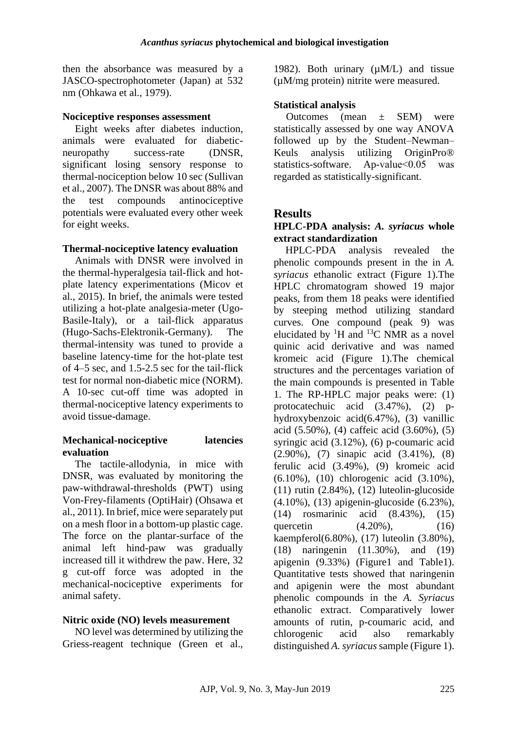then the absorbance was measured by a JASCO-spectrophotometer (Japan) at 532 nm (Ohkawa et al., 1979).

**Nociceptive responses assessment**

Eight weeks after diabetes induction, animals were evaluated for diabetic-neuropathy success-rate (DNSR, significant losing sensory response to thermal-nociception below 10 sec (Sullivan et al., 2007). The DNSR was about 88% and the test compounds antinociceptive potentials were evaluated every other week for eight weeks.

**Thermal-nociceptive latency evaluation**

Animals with DNSR were involved in the thermal-hyperalgesia tail-flick and hot-plate latency experimentations (Micov et al., 2015). In brief, the animals were tested utilizing a hot-plate analgesia-meter (Ugo-Basile-Italy), or a tail-flick apparatus (Hugo-Sachs-Elektronik-Germany). The thermal-intensity was tuned to provide a baseline latency-time for the hot-plate test of 4–5 sec, and 1.5-2.5 sec for the tail-flick test for normal non-diabetic mice (NORM). A 10-sec cut-off time was adopted in thermal-nociceptive latency experiments to avoid tissue-damage.

**Mechanical-nociceptive latencies evaluation**

The tactile-allodynia, in mice with DNSR, was evaluated by monitoring the paw-withdrawal-thresholds (PWT) using Von-Frey-filaments (OptiHair) (Ohsawa et al., 2011). In brief, mice were separately put on a mesh floor in a bottom-up plastic cage. The force on the plantar-surface of the animal left hind-paw was gradually increased till it withdrew the paw. Here, 32 g cut-off force was adopted in the mechanical-nociceptive experiments for animal safety.

**Nitric oxide (NO) levels measurement**

NO level was determined by utilizing the Griess-reagent technique (Green et al., 1982). Both urinary (μM/L) and tissue (μM/mg protein) nitrite were measured.

**Statistical analysis**

Outcomes (mean ± SEM) were statistically assessed by one way ANOVA followed up by the Student–Newman–Keuls analysis utilizing OriginPro® statistics-software. Ap-value<0.05 was regarded as statistically-significant.

## Results

**HPLC-PDA analysis: *A. syriacus* whole extract standardization**

HPLC-PDA analysis revealed the phenolic compounds present in the in *A. syriacus* ethanolic extract (Figure 1).The HPLC chromatogram showed 19 major peaks, from them 18 peaks were identified by steeping method utilizing standard curves. One compound (peak 9) was elucidated by $^{1}$H and $^{13}$C NMR as a novel quinic acid derivative and was named kromeic acid (Figure 1).The chemical structures and the percentages variation of the main compounds is presented in Table 1. The RP-HPLC major peaks were: (1) protocatechuic acid (3.47%), (2) p-hydroxybenzoic acid(6.47%), (3) vanillic acid (5.50%), (4) caffeic acid (3.60%), (5) syringic acid (3.12%), (6) p-coumaric acid (2.90%), (7) sinapic acid (3.41%), (8) ferulic acid (3.49%), (9) kromeic acid (6.10%), (10) chlorogenic acid (3.10%), (11) rutin (2.84%), (12) luteolin-glucoside (4.10%), (13) apigenin-glucoside (6.23%), (14) rosmarinic acid (8.43%), (15) quercetin (4.20%), (16) kaempferol(6.80%), (17) luteolin (3.80%), (18) naringenin (11.30%), and (19) apigenin (9.33%) (Figure1 and Table1). Quantitative tests showed that naringenin and apigenin were the most abundant phenolic compounds in the *A. Syriacus* ethanolic extract. Comparatively lower amounts of rutin, p-coumaric acid, and chlorogenic acid also remarkably distinguished *A. syriacus* sample (Figure 1).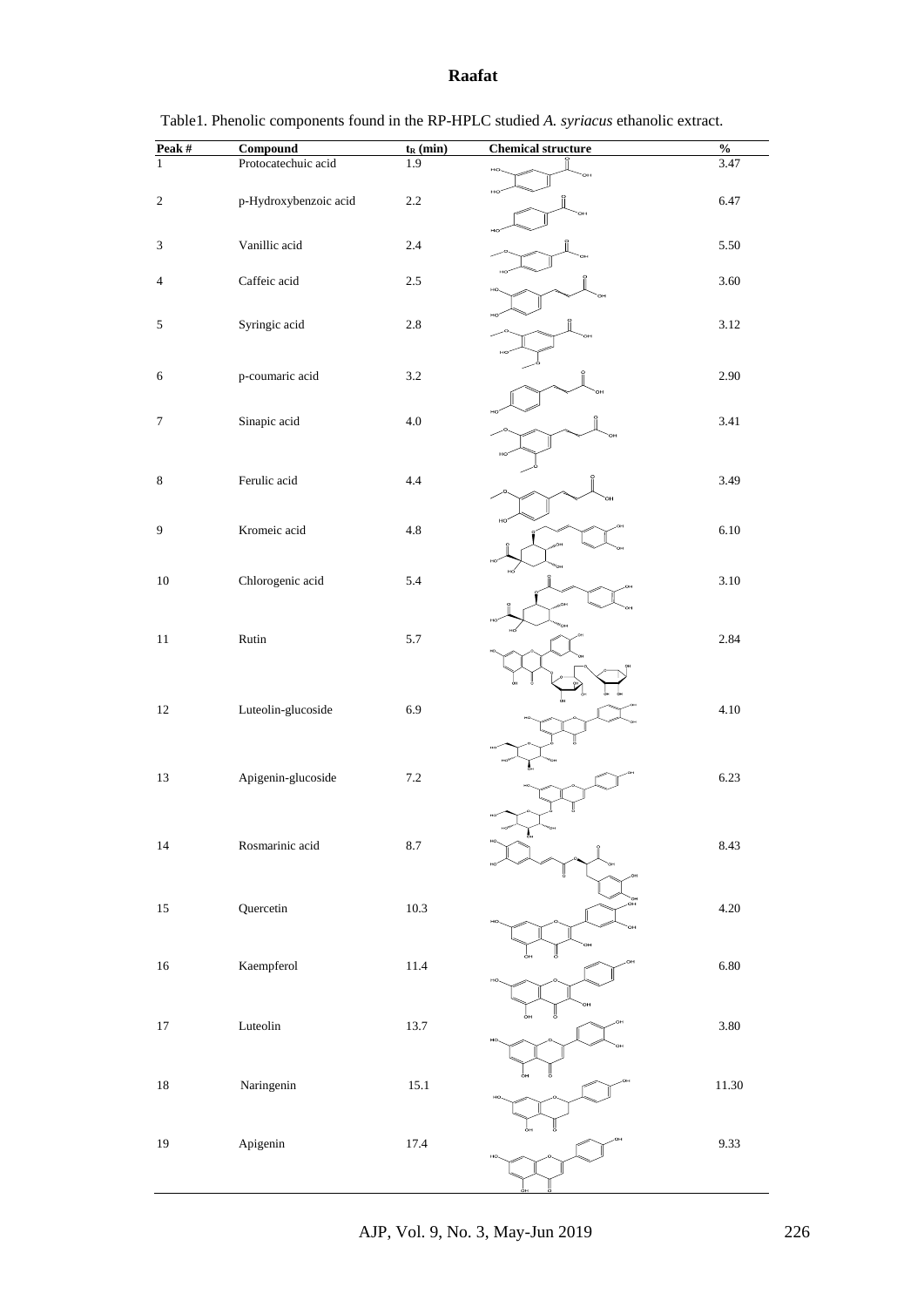Table1. Phenolic components found in the RP-HPLC studied *A. syriacus* ethanolic extract.

| Peak # | Compound | $t_R$ (min) | Chemical structure | % |
|---|---|---|---|---|
| 1 | Protocatechuic acid | 1.9 | | 3.47 |
| 2 | p-Hydroxybenzoic acid | 2.2 | | 6.47 |
| 3 | Vanillic acid | 2.4 | | 5.50 |
| 4 | Caffeic acid | 2.5 | | 3.60 |
| 5 | Syringic acid | 2.8 | | 3.12 |
| 6 | p-coumaric acid | 3.2 | | 2.90 |
| 7 | Sinapic acid | 4.0 | | 3.41 |
| 8 | Ferulic acid | 4.4 | | 3.49 |
| 9 | Kromeic acid | 4.8 | | 6.10 |
| 10 | Chlorogenic acid | 5.4 | | 3.10 |
| 11 | Rutin | 5.7 | | 2.84 |
| 12 | Luteolin-glucoside | 6.9 | | 4.10 |
| 13 | Apigenin-glucoside | 7.2 | | 6.23 |
| 14 | Rosmarinic acid | 8.7 | | 8.43 |
| 15 | Quercetin | 10.3 | | 4.20 |
| 16 | Kaempferol | 11.4 | | 6.80 |
| 17 | Luteolin | 13.7 | | 3.80 |
| 18 | Naringenin | 15.1 | | 11.30 |
| 19 | Apigenin | 17.4 | | 9.33 |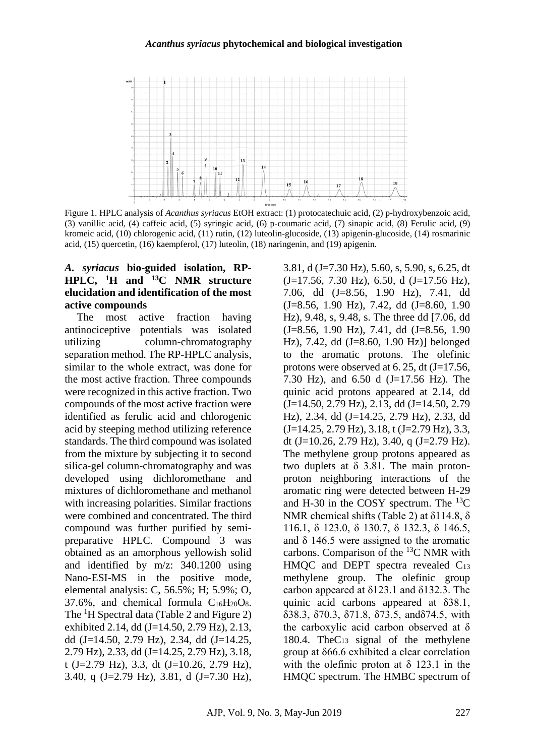Figure 1. HPLC analysis of *Acanthus syriacus* EtOH extract: (1) protocatechuic acid, (2) p-hydroxybenzoic acid, (3) vanillic acid, (4) caffeic acid, (5) syringic acid, (6) p-coumaric acid, (7) sinapic acid, (8) Ferulic acid, (9) kromeic acid, (10) chlorogenic acid, (11) rutin, (12) luteolin-glucoside, (13) apigenin-glucoside, (14) rosmarinic acid, (15) quercetin, (16) kaempferol, (17) luteolin, (18) naringenin, and (19) apigenin.

### *A. syriacus* bio-guided isolation, RP-HPLC, $^1$H and $^{13}$C NMR structure elucidation and identification of the most active compounds

The most active fraction having antinociceptive potentials was isolated utilizing column-chromatography separation method. The RP-HPLC analysis, similar to the whole extract, was done for the most active fraction. Three compounds were recognized in this active fraction. Two compounds of the most active fraction were identified as ferulic acid and chlorogenic acid by steeping method utilizing reference standards. The third compound was isolated from the mixture by subjecting it to second silica-gel column-chromatography and was developed using dichloromethane and mixtures of dichloromethane and methanol with increasing polarities. Similar fractions were combined and concentrated. The third compound was further purified by semi-preparative HPLC. Compound 3 was obtained as an amorphous yellowish solid and identified by m/z: 340.1200 using Nano-ESI-MS in the positive mode, elemental analysis: C, 56.5%; H; 5.9%; O, 37.6%, and chemical formula $C_{16}H_{20}O_8$. The $^1$H Spectral data (Table 2 and Figure 2) exhibited 2.14, dd (J=14.50, 2.79 Hz), 2.13, dd (J=14.50, 2.79 Hz), 2.34, dd (J=14.25, 2.79 Hz), 2.33, dd (J=14.25, 2.79 Hz), 3.18, t (J=2.79 Hz), 3.3, dt (J=10.26, 2.79 Hz), 3.40, q (J=2.79 Hz), 3.81, d (J=7.30 Hz), 3.81, d (J=7.30 Hz), 5.60, s, 5.90, s, 6.25, dt (J=17.56, 7.30 Hz), 6.50, d (J=17.56 Hz), 7.06, dd (J=8.56, 1.90 Hz), 7.41, dd (J=8.56, 1.90 Hz), 7.42, dd (J=8.60, 1.90 Hz), 9.48, s, 9.48, s. The three dd [7.06, dd (J=8.56, 1.90 Hz), 7.41, dd (J=8.56, 1.90 Hz), 7.42, dd (J=8.60, 1.90 Hz)] belonged to the aromatic protons. The olefinic protons were observed at 6. 25, dt (J=17.56, 7.30 Hz), and 6.50 d (J=17.56 Hz). The quinic acid protons appeared at 2.14, dd (J=14.50, 2.79 Hz), 2.13, dd (J=14.50, 2.79 Hz), 2.34, dd (J=14.25, 2.79 Hz), 2.33, dd (J=14.25, 2.79 Hz), 3.18, t (J=2.79 Hz), 3.3, dt (J=10.26, 2.79 Hz), 3.40, q (J=2.79 Hz). The methylene group protons appeared as two duplets at δ 3.81. The main proton-proton neighboring interactions of the aromatic ring were detected between H-29 and H-30 in the COSY spectrum. The $^{13}$C NMR chemical shifts (Table 2) at δ114.8, δ 116.1, δ 123.0, δ 130.7, δ 132.3, δ 146.5, and δ 146.5 were assigned to the aromatic carbons. Comparison of the $^{13}$C NMR with HMQC and DEPT spectra revealed $C_{13}$ methylene group. The olefinic group carbon appeared at δ123.1 and δ132.3. The quinic acid carbons appeared at δ38.1, δ38.3, δ70.3, δ71.8, δ73.5, andδ74.5, with the carboxylic acid carbon observed at δ 180.4. The$C_{13}$ signal of the methylene group at δ66.6 exhibited a clear correlation with the olefinic proton at δ 123.1 in the HMQC spectrum. The HMBC spectrum of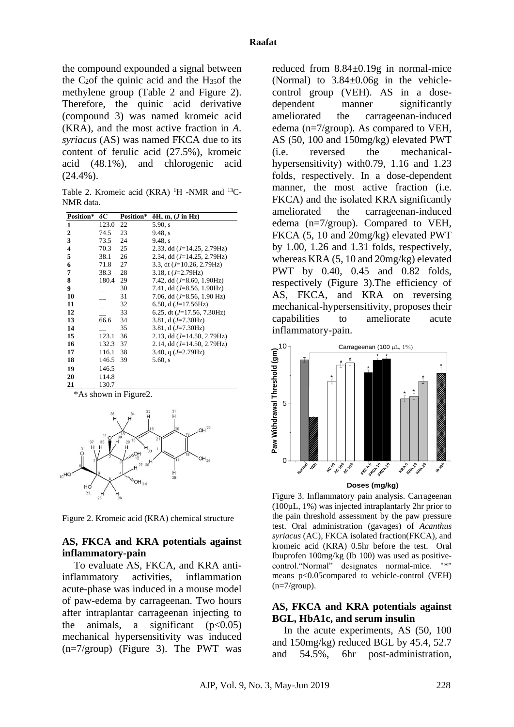the compound expounded a signal between the $C_2$ of the quinic acid and the $H_{35}$ of the methylene group (Table 2 and Figure 2). Therefore, the quinic acid derivative (compound 3) was named kromeic acid (KRA), and the most active fraction in *A. syriacus* (AS) was named FKCA due to its content of ferulic acid (27.5%), kromeic acid (48.1%), and chlorogenic acid (24.4%).

Table 2. Kromeic acid (KRA) $^1H$ -NMR and $^{13}C$-NMR data.

| Position* | δC | Position* | δH, m, (*J* in Hz) |
|---|---|---|---|
| 1 | 123.0 | 22 | 5.90, s |
| 2 | 74.5 | 23 | 9.48, s |
| 3 | 73.5 | 24 | 9.48, s |
| 4 | 70.3 | 25 | 2.33, dd (*J*=14.25, 2.79Hz) |
| 5 | 38.1 | 26 | 2.34, dd (*J*=14.25, 2.79Hz) |
| 6 | 71.8 | 27 | 3.3, dt (*J*=10.26, 2.79Hz) |
| 7 | 38.3 | 28 | 3.18, t (*J*=2.79Hz) |
| 8 | 180.4 | 29 | 7.42, dd (*J*=8.60, 1.90Hz) |
| 9 | __ | 30 | 7.41, dd (*J*=8.56, 1.90Hz) |
| 10 | __ | 31 | 7.06, dd (*J*=8.56, 1.90 Hz) |
| 11 | __ | 32 | 6.50, d (*J*=17.56Hz) |
| 12 | __ | 33 | 6.25, dt (*J*=17.56, 7.30Hz) |
| 13 | 66.6 | 34 | 3.81, d (*J*=7.30Hz) |
| 14 | __ | 35 | 3.81, d (*J*=7.30Hz) |
| 15 | 123.1 | 36 | 2.13, dd (*J*=14.50, 2.79Hz) |
| 16 | 132.3 | 37 | 2.14, dd (*J*=14.50, 2.79Hz) |
| 17 | 116.1 | 38 | 3.40, q (*J*=2.79Hz) |
| 18 | 146.5 | 39 | 5.60, s |
| 19 | 146.5 | | |
| 20 | 114.8 | | |
| 21 | 130.7 | | |

*As shown in Figure2.

Figure 2. Kromeic acid (KRA) chemical structure

## AS, FKCA and KRA potentials against inflammatory-pain

To evaluate AS, FKCA, and KRA anti-inflammatory activities, inflammation acute-phase was induced in a mouse model of paw-edema by carrageenan. Two hours after intraplantar carrageenan injecting to the animals, a significant ($p<0.05$) mechanical hypersensitivity was induced (n=7/group) (Figure 3). The PWT was reduced from 8.84±0.19g in normal-mice (Normal) to 3.84±0.06g in the vehicle-control group (VEH). AS in a dose-dependent manner significantly ameliorated the carrageenan-induced edema (n=7/group). As compared to VEH, AS (50, 100 and 150mg/kg) elevated PWT (i.e. reversed the mechanical-hypersensitivity) with0.79, 1.16 and 1.23 folds, respectively. In a dose-dependent manner, the most active fraction (i.e. FKCA) and the isolated KRA significantly ameliorated the carrageenan-induced edema (n=7/group). Compared to VEH, FKCA (5, 10 and 20mg/kg) elevated PWT by 1.00, 1.26 and 1.31 folds, respectively, whereas KRA (5, 10 and 20mg/kg) elevated PWT by 0.40, 0.45 and 0.82 folds, respectively (Figure 3).The efficiency of AS, FKCA, and KRA on reversing mechanical-hypersensitivity, proposes their capabilities to ameliorate acute inflammatory-pain.

Figure 3. Inflammatory pain analysis. Carrageenan (100µL, 1%) was injected intraplantarly 2hr prior to the pain threshold assessment by the paw pressure test. Oral administration (gavages) of *Acanthus syriacus* (AC), FKCA isolated fraction(FKCA), and kromeic acid (KRA) 0.5hr before the test. Oral Ibuprofen 100mg/kg (Ib 100) was used as positive-control."Normal" designates normal-mice. "*" means p<0.05compared to vehicle-control (VEH) (n=7/group).

## AS, FKCA and KRA potentials against BGL, HbA1c, and serum insulin

In the acute experiments, AS (50, 100 and 150mg/kg) reduced BGL by 45.4, 52.7 and 54.5%, 6hr post-administration,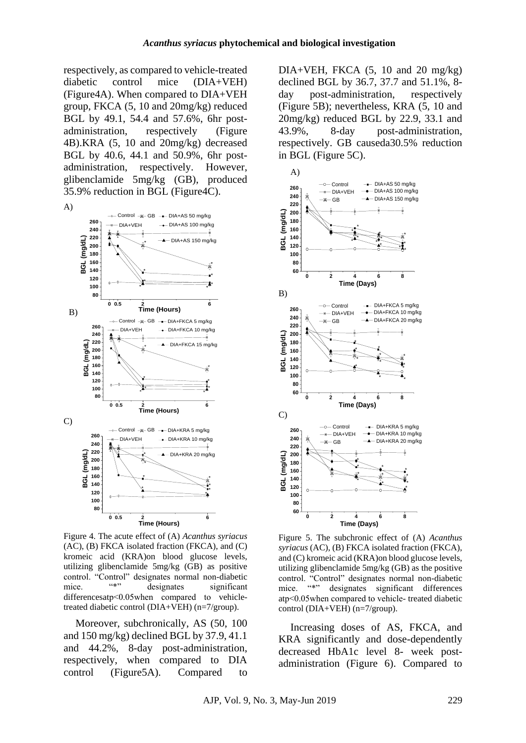respectively, as compared to vehicle-treated diabetic control mice (DIA+VEH) (Figure4A). When compared to DIA+VEH group, FKCA (5, 10 and 20mg/kg) reduced BGL by 49.1, 54.4 and 57.6%, 6hr post-administration, respectively (Figure 4B).KRA (5, 10 and 20mg/kg) decreased BGL by 40.6, 44.1 and 50.9%, 6hr post-administration, respectively. However, glibenclamide 5mg/kg (GB), produced 35.9% reduction in BGL (Figure4C).

Figure 4. The acute effect of (A) *Acanthus syriacus* (AC), (B) FKCA isolated fraction (FKCA), and (C) kromeic acid (KRA)on blood glucose levels, utilizing glibenclamide 5mg/kg (GB) as positive control. "Control" designates normal non-diabetic mice. "*" designates significant differencesatp<0.05when compared to vehicle-treated diabetic control (DIA+VEH) (n=7/group).

Moreover, subchronically, AS (50, 100 and 150 mg/kg) declined BGL by 37.9, 41.1 and 44.2%, 8-day post-administration, respectively, when compared to DIA control (Figure5A). Compared to DIA+VEH, FKCA (5, 10 and 20 mg/kg) declined BGL by 36.7, 37.7 and 51.1%, 8-day post-administration, respectively (Figure 5B); nevertheless, KRA (5, 10 and 20mg/kg) reduced BGL by 22.9, 33.1 and 43.9%, 8-day post-administration, respectively. GB causeda30.5% reduction in BGL (Figure 5C).

Figure 5. The subchronic effect of (A) *Acanthus syriacus* (AC), (B) FKCA isolated fraction (FKCA), and (C) kromeic acid (KRA)on blood glucose levels, utilizing glibenclamide 5mg/kg (GB) as the positive control. "Control" designates normal non-diabetic mice. "*" designates significant differences atp<0.05when compared to vehicle- treated diabetic control (DIA+VEH) (n=7/group).

Increasing doses of AS, FKCA, and KRA significantly and dose-dependently decreased HbA1c level 8- week post-administration (Figure 6). Compared to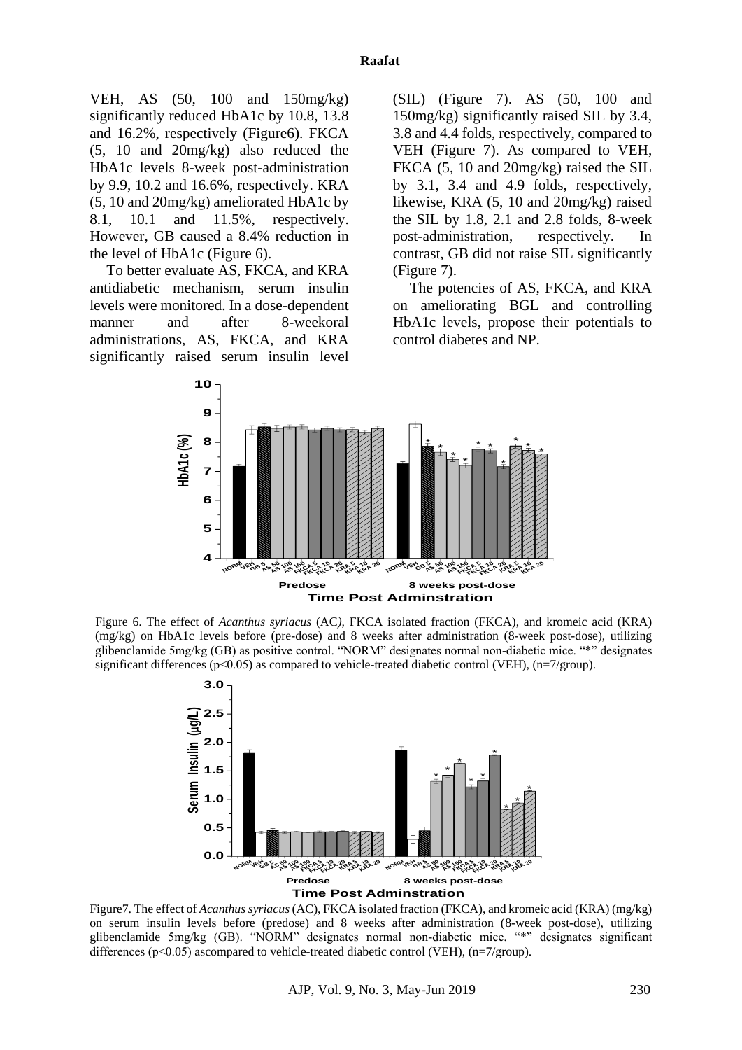VEH, AS (50, 100 and 150mg/kg) significantly reduced HbA1c by 10.8, 13.8 and 16.2%, respectively (Figure6). FKCA (5, 10 and 20mg/kg) also reduced the HbA1c levels 8-week post-administration by 9.9, 10.2 and 16.6%, respectively. KRA (5, 10 and 20mg/kg) ameliorated HbA1c by 8.1, 10.1 and 11.5%, respectively. However, GB caused a 8.4% reduction in the level of HbA1c (Figure 6).

To better evaluate AS, FKCA, and KRA antidiabetic mechanism, serum insulin levels were monitored. In a dose-dependent manner and after 8-weekoral administrations, AS, FKCA, and KRA significantly raised serum insulin level (SIL) (Figure 7). AS (50, 100 and 150mg/kg) significantly raised SIL by 3.4, 3.8 and 4.4 folds, respectively, compared to VEH (Figure 7). As compared to VEH, FKCA (5, 10 and 20mg/kg) raised the SIL by 3.1, 3.4 and 4.9 folds, respectively, likewise, KRA (5, 10 and 20mg/kg) raised the SIL by 1.8, 2.1 and 2.8 folds, 8-week post-administration, respectively. In contrast, GB did not raise SIL significantly (Figure 7).

The potencies of AS, FKCA, and KRA on ameliorating BGL and controlling HbA1c levels, propose their potentials to control diabetes and NP.

Figure 6. The effect of *Acanthus syriacus* (AC*)*, FKCA isolated fraction (FKCA), and kromeic acid (KRA) (mg/kg) on HbA1c levels before (pre-dose) and 8 weeks after administration (8-week post-dose), utilizing glibenclamide 5mg/kg (GB) as positive control. "NORM" designates normal non-diabetic mice. "*" designates significant differences ($p<0.05$) as compared to vehicle-treated diabetic control (VEH), (n=7/group).

Figure7. The effect of *Acanthus syriacus* (AC), FKCA isolated fraction (FKCA), and kromeic acid (KRA) (mg/kg) on serum insulin levels before (predose) and 8 weeks after administration (8-week post-dose), utilizing glibenclamide 5mg/kg (GB). "NORM" designates normal non-diabetic mice. "*" designates significant differences ($p<0.05$) ascompared to vehicle-treated diabetic control (VEH), (n=7/group).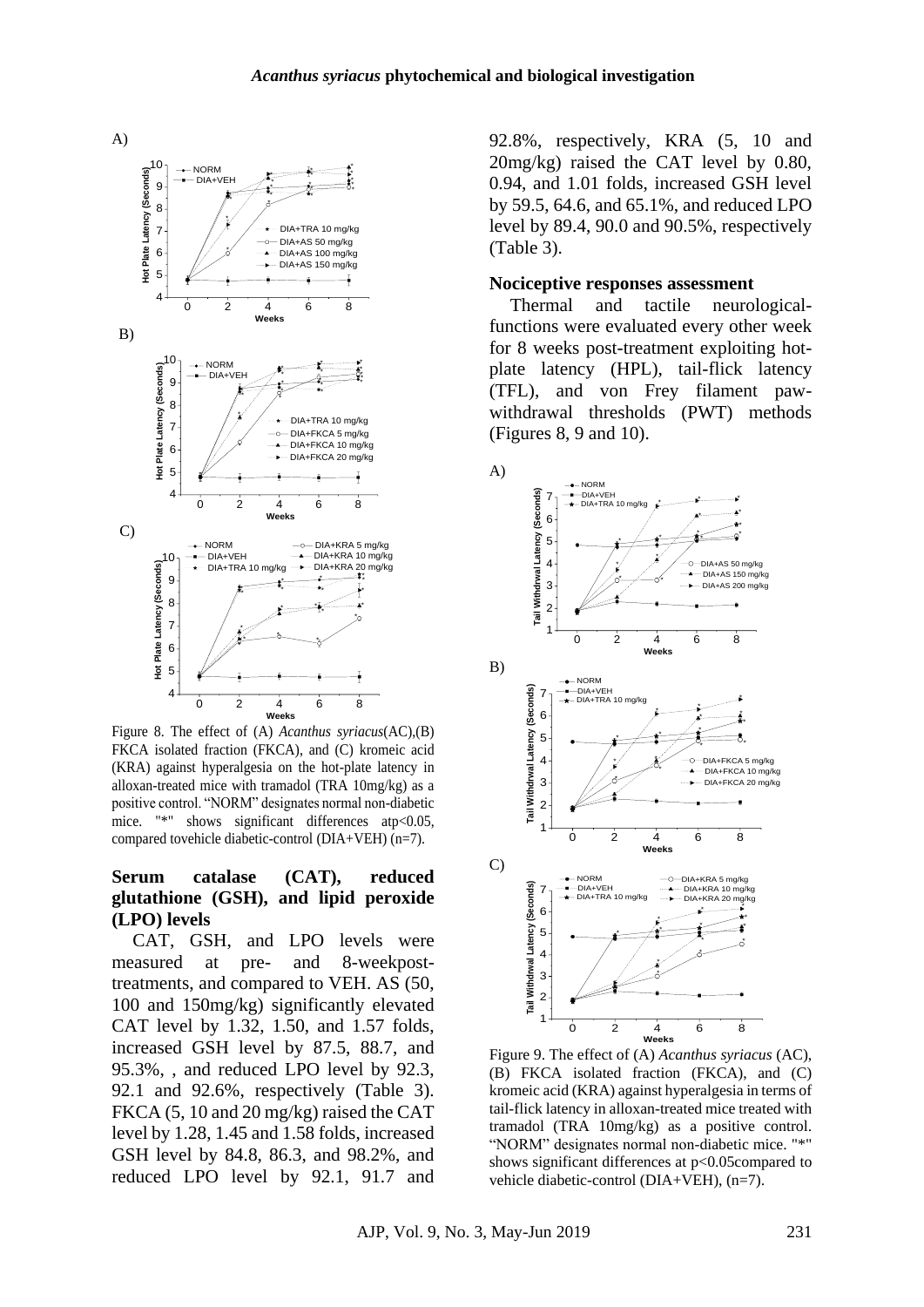Figure 8. The effect of (A) *Acanthus syriacus*(AC),(B) FKCA isolated fraction (FKCA), and (C) kromeic acid (KRA) against hyperalgesia on the hot-plate latency in alloxan-treated mice with tramadol (TRA 10mg/kg) as a positive control. "NORM" designates normal non-diabetic mice. "*" shows significant differences atp<0.05, compared tovehicle diabetic-control (DIA+VEH) (n=7).

### Serum catalase (CAT), reduced glutathione (GSH), and lipid peroxide (LPO) levels

CAT, GSH, and LPO levels were measured at pre- and 8-weekpost-treatments, and compared to VEH. AS (50, 100 and 150mg/kg) significantly elevated CAT level by 1.32, 1.50, and 1.57 folds, increased GSH level by 87.5, 88.7, and 95.3%, , and reduced LPO level by 92.3, 92.1 and 92.6%, respectively (Table 3). FKCA (5, 10 and 20 mg/kg) raised the CAT level by 1.28, 1.45 and 1.58 folds, increased GSH level by 84.8, 86.3, and 98.2%, and reduced LPO level by 92.1, 91.7 and 92.8%, respectively, KRA (5, 10 and 20mg/kg) raised the CAT level by 0.80, 0.94, and 1.01 folds, increased GSH level by 59.5, 64.6, and 65.1%, and reduced LPO level by 89.4, 90.0 and 90.5%, respectively (Table 3).

### Nociceptive responses assessment

Thermal and tactile neurological-functions were evaluated every other week for 8 weeks post-treatment exploiting hot-plate latency (HPL), tail-flick latency (TFL), and von Frey filament paw-withdrawal thresholds (PWT) methods (Figures 8, 9 and 10).

Figure 9. The effect of (A) *Acanthus syriacus* (AC), (B) FKCA isolated fraction (FKCA), and (C) kromeic acid (KRA) against hyperalgesia in terms of tail-flick latency in alloxan-treated mice treated with tramadol (TRA 10mg/kg) as a positive control. "NORM" designates normal non-diabetic mice. "*" shows significant differences at p<0.05compared to vehicle diabetic-control (DIA+VEH), (n=7).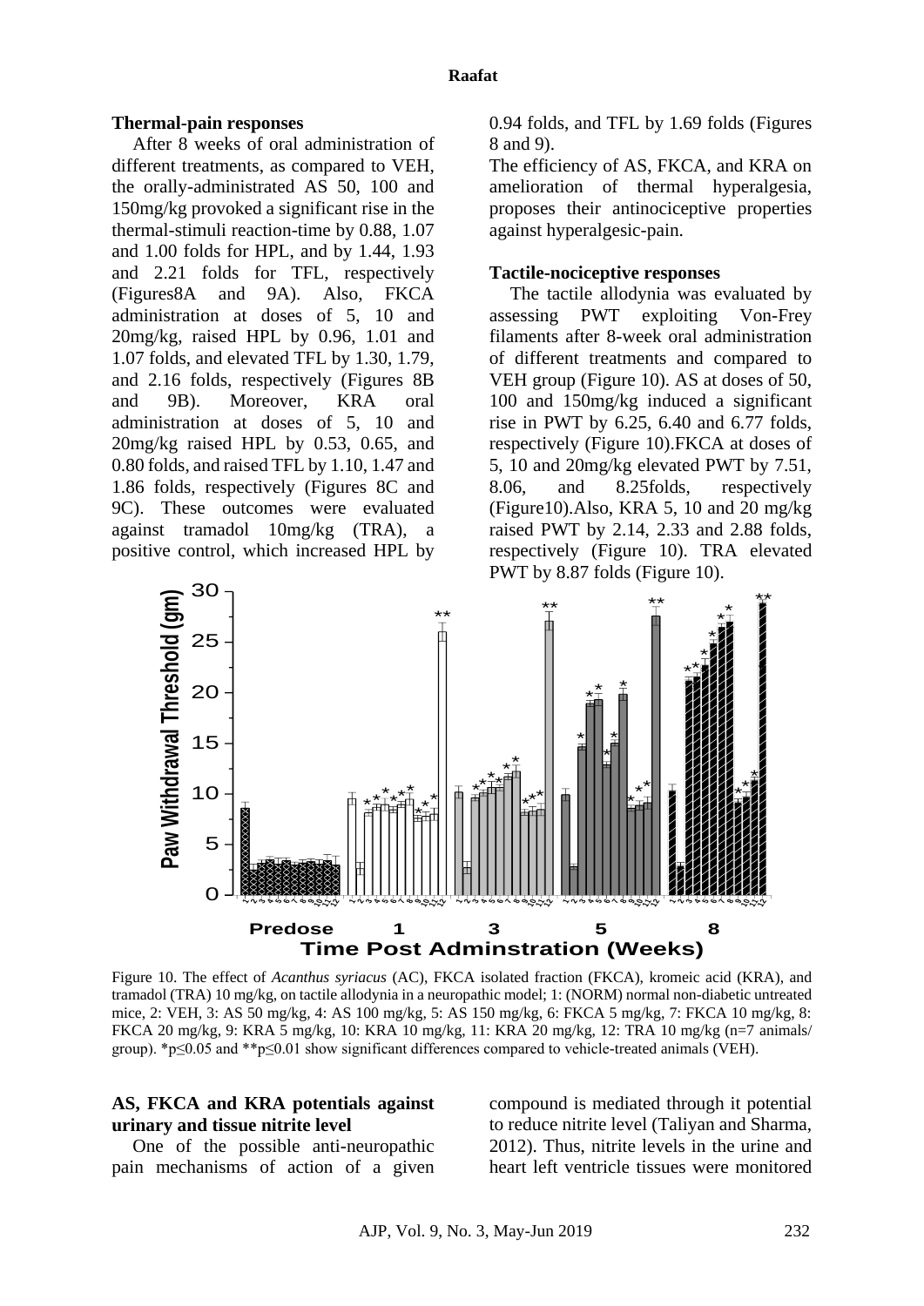**Thermal-pain responses**

After 8 weeks of oral administration of different treatments, as compared to VEH, the orally-administrated AS 50, 100 and 150mg/kg provoked a significant rise in the thermal-stimuli reaction-time by 0.88, 1.07 and 1.00 folds for HPL, and by 1.44, 1.93 and 2.21 folds for TFL, respectively (Figures8A and 9A). Also, FKCA administration at doses of 5, 10 and 20mg/kg, raised HPL by 0.96, 1.01 and 1.07 folds, and elevated TFL by 1.30, 1.79, and 2.16 folds, respectively (Figures 8B and 9B). Moreover, KRA oral administration at doses of 5, 10 and 20mg/kg raised HPL by 0.53, 0.65, and 0.80 folds, and raised TFL by 1.10, 1.47 and 1.86 folds, respectively (Figures 8C and 9C). These outcomes were evaluated against tramadol 10mg/kg (TRA), a positive control, which increased HPL by 0.94 folds, and TFL by 1.69 folds (Figures 8 and 9).

The efficiency of AS, FKCA, and KRA on amelioration of thermal hyperalgesia, proposes their antinociceptive properties against hyperalgesic-pain.

**Tactile-nociceptive responses**

The tactile allodynia was evaluated by assessing PWT exploiting Von-Frey filaments after 8-week oral administration of different treatments and compared to VEH group (Figure 10). AS at doses of 50, 100 and 150mg/kg induced a significant rise in PWT by 6.25, 6.40 and 6.77 folds, respectively (Figure 10).FKCA at doses of 5, 10 and 20mg/kg elevated PWT by 7.51, 8.06, and 8.25folds, respectively (Figure10).Also, KRA 5, 10 and 20 mg/kg raised PWT by 2.14, 2.33 and 2.88 folds, respectively (Figure 10). TRA elevated PWT by 8.87 folds (Figure 10).

Figure 10. The effect of *Acanthus syriacus* (AC), FKCA isolated fraction (FKCA), kromeic acid (KRA), and tramadol (TRA) 10 mg/kg, on tactile allodynia in a neuropathic model; 1: (NORM) normal non-diabetic untreated mice, 2: VEH, 3: AS 50 mg/kg, 4: AS 100 mg/kg, 5: AS 150 mg/kg, 6: FKCA 5 mg/kg, 7: FKCA 10 mg/kg, 8: FKCA 20 mg/kg, 9: KRA 5 mg/kg, 10: KRA 10 mg/kg, 11: KRA 20 mg/kg, 12: TRA 10 mg/kg (n=7 animals/ group). *p≤0.05 and **p≤0.01 show significant differences compared to vehicle-treated animals (VEH).

**AS, FKCA and KRA potentials against urinary and tissue nitrite level**

One of the possible anti-neuropathic pain mechanisms of action of a given compound is mediated through it potential to reduce nitrite level (Taliyan and Sharma, 2012). Thus, nitrite levels in the urine and heart left ventricle tissues were monitored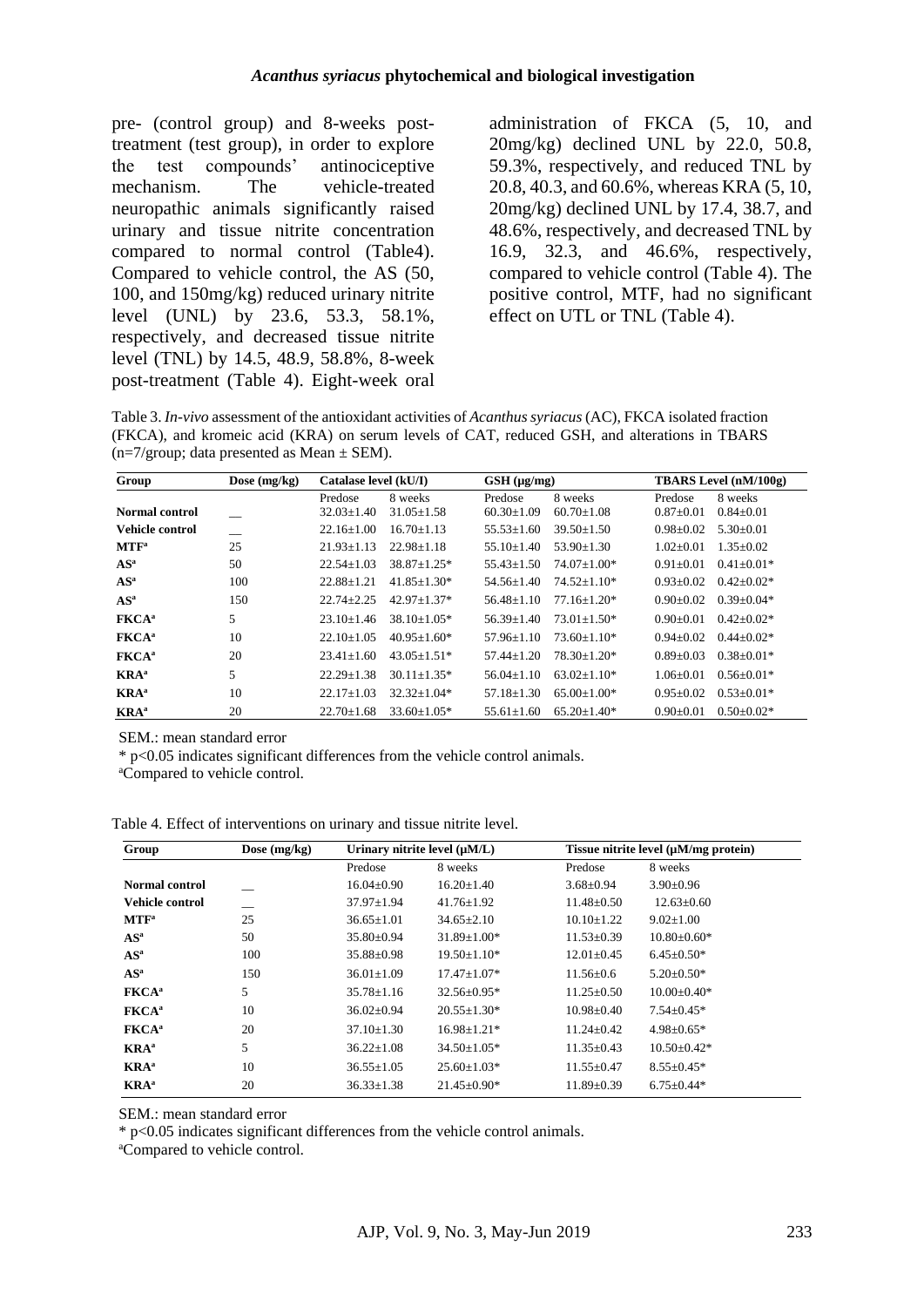pre- (control group) and 8-weeks post-treatment (test group), in order to explore the test compounds' antinociceptive mechanism. The vehicle-treated neuropathic animals significantly raised urinary and tissue nitrite concentration compared to normal control (Table4). Compared to vehicle control, the AS (50, 100, and 150mg/kg) reduced urinary nitrite level (UNL) by 23.6, 53.3, 58.1%, respectively, and decreased tissue nitrite level (TNL) by 14.5, 48.9, 58.8%, 8-week post-treatment (Table 4). Eight-week oral administration of FKCA (5, 10, and 20mg/kg) declined UNL by 22.0, 50.8, 59.3%, respectively, and reduced TNL by 20.8, 40.3, and 60.6%, whereas KRA (5, 10, 20mg/kg) declined UNL by 17.4, 38.7, and 48.6%, respectively, and decreased TNL by 16.9, 32.3, and 46.6%, respectively, compared to vehicle control (Table 4). The positive control, MTF, had no significant effect on UTL or TNL (Table 4).

Table 3. *In-vivo* assessment of the antioxidant activities of *Acanthus syriacus* (AC), FKCA isolated fraction (FKCA), and kromeic acid (KRA) on serum levels of CAT, reduced GSH, and alterations in TBARS (n=7/group; data presented as Mean ± SEM).

| Group | Dose (mg/kg) | Catalase level (kU/I) | | GSH (µg/mg) | | TBARS Level (nM/100g) | |
|---|---|---|---|---|---|---|---|
| | | Predose | 8 weeks | Predose | 8 weeks | Predose | 8 weeks |
| **Normal control** | __ | 32.03±1.40 | 31.05±1.58 | 60.30±1.09 | 60.70±1.08 | 0.87±0.01 | 0.84±0.01 |
| **Vehicle control** | __ | 22.16±1.00 | 16.70±1.13 | 55.53±1.60 | 39.50±1.50 | 0.98±0.02 | 5.30±0.01 |
| **MTF[a]** | 25 | 21.93±1.13 | 22.98±1.18 | 55.10±1.40 | 53.90±1.30 | 1.02±0.01 | 1.35±0.02 |
| **AS[a]** | 50 | 22.54±1.03 | 38.87±1.25* | 55.43±1.50 | 74.07±1.00* | 0.91±0.01 | 0.41±0.01* |
| **AS[a]** | 100 | 22.88±1.21 | 41.85±1.30* | 54.56±1.40 | 74.52±1.10* | 0.93±0.02 | 0.42±0.02* |
| **AS[a]** | 150 | 22.74±2.25 | 42.97±1.37* | 56.48±1.10 | 77.16±1.20* | 0.90±0.02 | 0.39±0.04* |
| **FKCA[a]** | 5 | 23.10±1.46 | 38.10±1.05* | 56.39±1.40 | 73.01±1.50* | 0.90±0.01 | 0.42±0.02* |
| **FKCA[a]** | 10 | 22.10±1.05 | 40.95±1.60* | 57.96±1.10 | 73.60±1.10* | 0.94±0.02 | 0.44±0.02* |
| **FKCA[a]** | 20 | 23.41±1.60 | 43.05±1.51* | 57.44±1.20 | 78.30±1.20* | 0.89±0.03 | 0.38±0.01* |
| **KRA[a]** | 5 | 22.29±1.38 | 30.11±1.35* | 56.04±1.10 | 63.02±1.10* | 1.06±0.01 | 0.56±0.01* |
| **KRA[a]** | 10 | 22.17±1.03 | 32.32±1.04* | 57.18±1.30 | 65.00±1.00* | 0.95±0.02 | 0.53±0.01* |
| **KRA[a]** | 20 | 22.70±1.68 | 33.60±1.05* | 55.61±1.60 | 65.20±1.40* | 0.90±0.01 | 0.50±0.02* |

SEM.: mean standard error

* $p<0.05$ indicates significant differences from the vehicle control animals.

[a]Compared to vehicle control.

Table 4. Effect of interventions on urinary and tissue nitrite level.

| Group | Dose (mg/kg) | Urinary nitrite level (µM/L) | | Tissue nitrite level (µM/mg protein) | |
|---|---|---|---|---|---|
| | | Predose | 8 weeks | Predose | 8 weeks |
| **Normal control** | __ | 16.04±0.90 | 16.20±1.40 | 3.68±0.94 | 3.90±0.96 |
| **Vehicle control** | __ | 37.97±1.94 | 41.76±1.92 | 11.48±0.50 | 12.63±0.60 |
| **MTF[a]** | 25 | 36.65±1.01 | 34.65±2.10 | 10.10±1.22 | 9.02±1.00 |
| **AS[a]** | 50 | 35.80±0.94 | 31.89±1.00* | 11.53±0.39 | 10.80±0.60* |
| **AS[a]** | 100 | 35.88±0.98 | 19.50±1.10* | 12.01±0.45 | 6.45±0.50* |
| **AS[a]** | 150 | 36.01±1.09 | 17.47±1.07* | 11.56±0.6 | 5.20±0.50* |
| **FKCA[a]** | 5 | 35.78±1.16 | 32.56±0.95* | 11.25±0.50 | 10.00±0.40* |
| **FKCA[a]** | 10 | 36.02±0.94 | 20.55±1.30* | 10.98±0.40 | 7.54±0.45* |
| **FKCA[a]** | 20 | 37.10±1.30 | 16.98±1.21* | 11.24±0.42 | 4.98±0.65* |
| **KRA[a]** | 5 | 36.22±1.08 | 34.50±1.05* | 11.35±0.43 | 10.50±0.42* |
| **KRA[a]** | 10 | 36.55±1.05 | 25.60±1.03* | 11.55±0.47 | 8.55±0.45* |
| **KRA[a]** | 20 | 36.33±1.38 | 21.45±0.90* | 11.89±0.39 | 6.75±0.44* |

SEM.: mean standard error

* $p<0.05$ indicates significant differences from the vehicle control animals.

[a]Compared to vehicle control.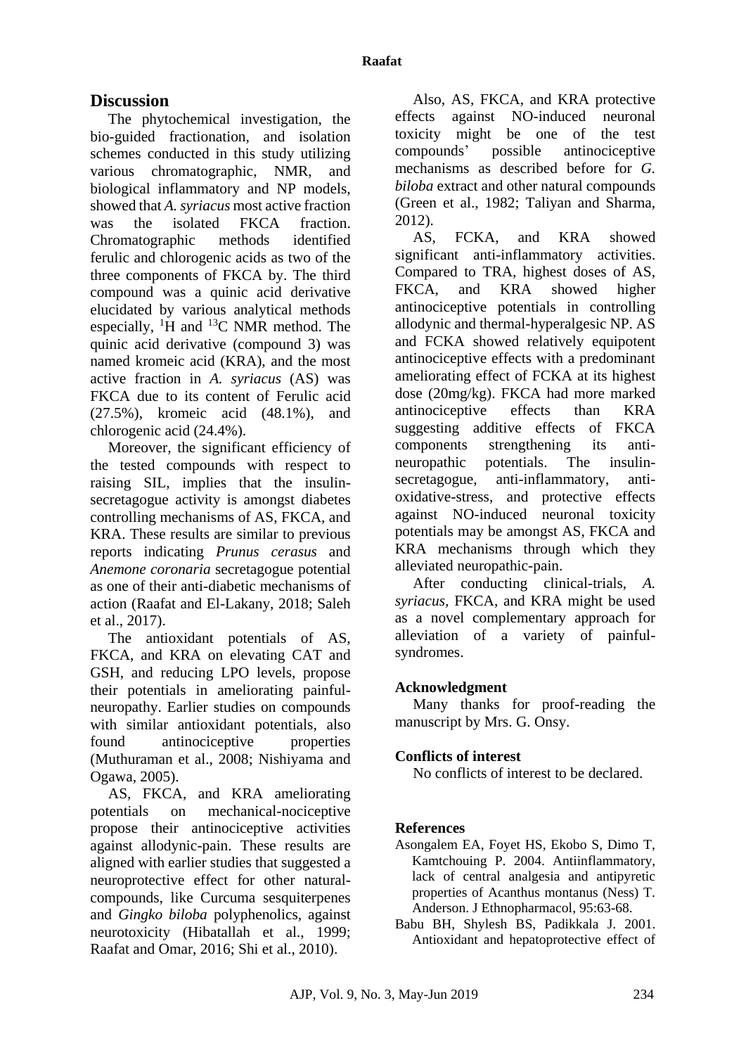## Discussion

The phytochemical investigation, the bio-guided fractionation, and isolation schemes conducted in this study utilizing various chromatographic, NMR, and biological inflammatory and NP models, showed that *A. syriacus* most active fraction was the isolated FKCA fraction. Chromatographic methods identified ferulic and chlorogenic acids as two of the three components of FKCA by. The third compound was a quinic acid derivative elucidated by various analytical methods especially, $^{1}$H and $^{13}$C NMR method. The quinic acid derivative (compound 3) was named kromeic acid (KRA), and the most active fraction in *A. syriacus* (AS) was FKCA due to its content of Ferulic acid (27.5%), kromeic acid (48.1%), and chlorogenic acid (24.4%).

Moreover, the significant efficiency of the tested compounds with respect to raising SIL, implies that the insulin-secretagogue activity is amongst diabetes controlling mechanisms of AS, FKCA, and KRA. These results are similar to previous reports indicating *Prunus cerasus* and *Anemone coronaria* secretagogue potential as one of their anti-diabetic mechanisms of action (Raafat and El-Lakany, 2018; Saleh et al., 2017).

The antioxidant potentials of AS, FKCA, and KRA on elevating CAT and GSH, and reducing LPO levels, propose their potentials in ameliorating painful-neuropathy. Earlier studies on compounds with similar antioxidant potentials, also found antinociceptive properties (Muthuraman et al., 2008; Nishiyama and Ogawa, 2005).

AS, FKCA, and KRA ameliorating potentials on mechanical-nociceptive propose their antinociceptive activities against allodynic-pain. These results are aligned with earlier studies that suggested a neuroprotective effect for other natural-compounds, like Curcuma sesquiterpenes and *Gingko biloba* polyphenolics, against neurotoxicity (Hibatallah et al., 1999; Raafat and Omar, 2016; Shi et al., 2010).

Also, AS, FKCA, and KRA protective effects against NO-induced neuronal toxicity might be one of the test compounds' possible antinociceptive mechanisms as described before for *G. biloba* extract and other natural compounds (Green et al., 1982; Taliyan and Sharma, 2012).

AS, FCKA, and KRA showed significant anti-inflammatory activities. Compared to TRA, highest doses of AS, FKCA, and KRA showed higher antinociceptive potentials in controlling allodynic and thermal-hyperalgesic NP. AS and FCKA showed relatively equipotent antinociceptive effects with a predominant ameliorating effect of FCKA at its highest dose (20mg/kg). FKCA had more marked antinociceptive effects than KRA suggesting additive effects of FKCA components strengthening its anti-neuropathic potentials. The insulin-secretagogue, anti-inflammatory, anti-oxidative-stress, and protective effects against NO-induced neuronal toxicity potentials may be amongst AS, FKCA and KRA mechanisms through which they alleviated neuropathic-pain.

After conducting clinical-trials, *A. syriacus*, FKCA, and KRA might be used as a novel complementary approach for alleviation of a variety of painful-syndromes.

## Acknowledgment

Many thanks for proof-reading the manuscript by Mrs. G. Onsy.

## Conflicts of interest

No conflicts of interest to be declared.

## References

Asongalem EA, Foyet HS, Ekobo S, Dimo T, Kamtchouing P. 2004. Antiinflammatory, lack of central analgesia and antipyretic properties of Acanthus montanus (Ness) T. Anderson. J Ethnopharmacol, 95:63-68.

Babu BH, Shylesh BS, Padikkala J. 2001. Antioxidant and hepatoprotective effect of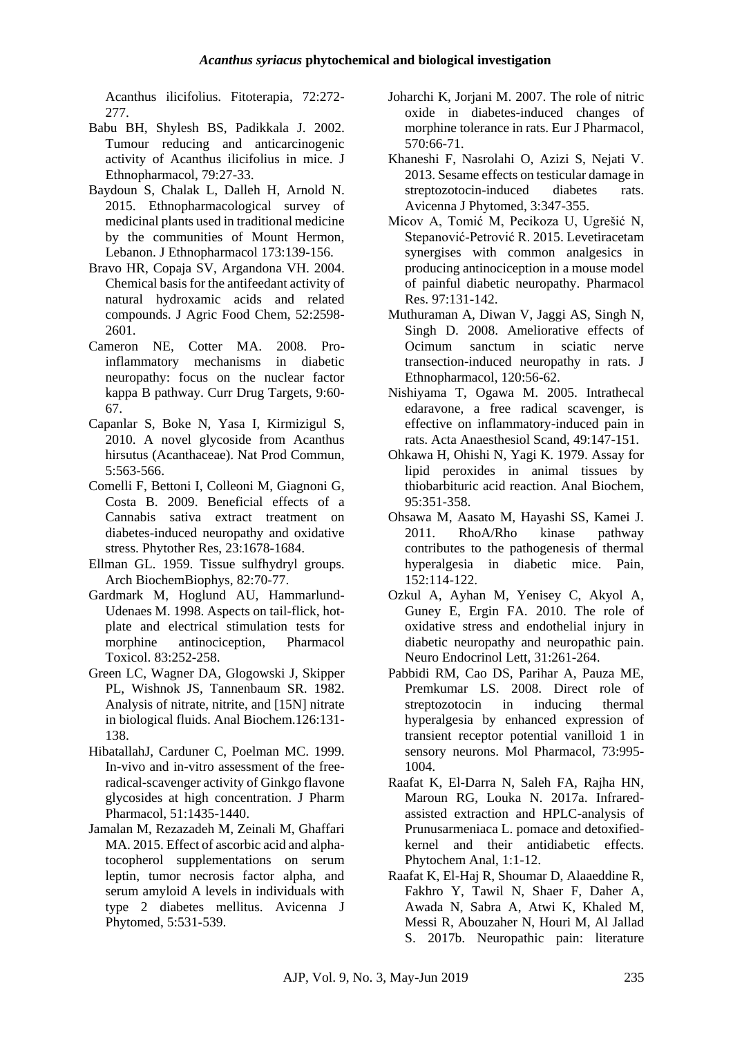Acanthus ilicifolius. Fitoterapia, 72:272-277.

Babu BH, Shylesh BS, Padikkala J. 2002. Tumour reducing and anticarcinogenic activity of Acanthus ilicifolius in mice. J Ethnopharmacol, 79:27-33.

Baydoun S, Chalak L, Dalleh H, Arnold N. 2015. Ethnopharmacological survey of medicinal plants used in traditional medicine by the communities of Mount Hermon, Lebanon. J Ethnopharmacol 173:139-156.

Bravo HR, Copaja SV, Argandona VH. 2004. Chemical basis for the antifeedant activity of natural hydroxamic acids and related compounds. J Agric Food Chem, 52:2598-2601.

Cameron NE, Cotter MA. 2008. Pro-inflammatory mechanisms in diabetic neuropathy: focus on the nuclear factor kappa B pathway. Curr Drug Targets, 9:60-67.

Capanlar S, Boke N, Yasa I, Kirmizigul S, 2010. A novel glycoside from Acanthus hirsutus (Acanthaceae). Nat Prod Commun, 5:563-566.

Comelli F, Bettoni I, Colleoni M, Giagnoni G, Costa B. 2009. Beneficial effects of a Cannabis sativa extract treatment on diabetes-induced neuropathy and oxidative stress. Phytother Res, 23:1678-1684.

Ellman GL. 1959. Tissue sulfhydryl groups. Arch BiochemBiophys, 82:70-77.

Gardmark M, Hoglund AU, Hammarlund-Udenaes M. 1998. Aspects on tail-flick, hot-plate and electrical stimulation tests for morphine antinociception, Pharmacol Toxicol. 83:252-258.

Green LC, Wagner DA, Glogowski J, Skipper PL, Wishnok JS, Tannenbaum SR. 1982. Analysis of nitrate, nitrite, and [15N] nitrate in biological fluids. Anal Biochem.126:131-138.

HibatallahJ, Carduner C, Poelman MC. 1999. In-vivo and in-vitro assessment of the free-radical-scavenger activity of Ginkgo flavone glycosides at high concentration. J Pharm Pharmacol, 51:1435-1440.

Jamalan M, Rezazadeh M, Zeinali M, Ghaffari MA. 2015. Effect of ascorbic acid and alpha-tocopherol supplementations on serum leptin, tumor necrosis factor alpha, and serum amyloid A levels in individuals with type 2 diabetes mellitus. Avicenna J Phytomed, 5:531-539.

Joharchi K, Jorjani M. 2007. The role of nitric oxide in diabetes-induced changes of morphine tolerance in rats. Eur J Pharmacol, 570:66-71.

Khaneshi F, Nasrolahi O, Azizi S, Nejati V. 2013. Sesame effects on testicular damage in streptozotocin-induced diabetes rats. Avicenna J Phytomed, 3:347-355.

Micov A, Tomić M, Pecikoza U, Ugrešić N, Stepanović-Petrović R. 2015. Levetiracetam synergises with common analgesics in producing antinociception in a mouse model of painful diabetic neuropathy. Pharmacol Res. 97:131-142.

Muthuraman A, Diwan V, Jaggi AS, Singh N, Singh D. 2008. Ameliorative effects of Ocimum sanctum in sciatic nerve transection-induced neuropathy in rats. J Ethnopharmacol, 120:56-62.

Nishiyama T, Ogawa M. 2005. Intrathecal edaravone, a free radical scavenger, is effective on inflammatory-induced pain in rats. Acta Anaesthesiol Scand, 49:147-151.

Ohkawa H, Ohishi N, Yagi K. 1979. Assay for lipid peroxides in animal tissues by thiobarbituric acid reaction. Anal Biochem, 95:351-358.

Ohsawa M, Aasato M, Hayashi SS, Kamei J. 2011. RhoA/Rho kinase pathway contributes to the pathogenesis of thermal hyperalgesia in diabetic mice. Pain, 152:114-122.

Ozkul A, Ayhan M, Yenisey C, Akyol A, Guney E, Ergin FA. 2010. The role of oxidative stress and endothelial injury in diabetic neuropathy and neuropathic pain. Neuro Endocrinol Lett, 31:261-264.

Pabbidi RM, Cao DS, Parihar A, Pauza ME, Premkumar LS. 2008. Direct role of streptozotocin in inducing thermal hyperalgesia by enhanced expression of transient receptor potential vanilloid 1 in sensory neurons. Mol Pharmacol, 73:995-1004.

Raafat K, El-Darra N, Saleh FA, Rajha HN, Maroun RG, Louka N. 2017a. Infrared-assisted extraction and HPLC-analysis of Prunusarmeniaca L. pomace and detoxified-kernel and their antidiabetic effects. Phytochem Anal, 1:1-12.

Raafat K, El-Haj R, Shoumar D, Alaaeddine R, Fakhro Y, Tawil N, Shaer F, Daher A, Awada N, Sabra A, Atwi K, Khaled M, Messi R, Abouzaher N, Houri M, Al Jallad S. 2017b. Neuropathic pain: literature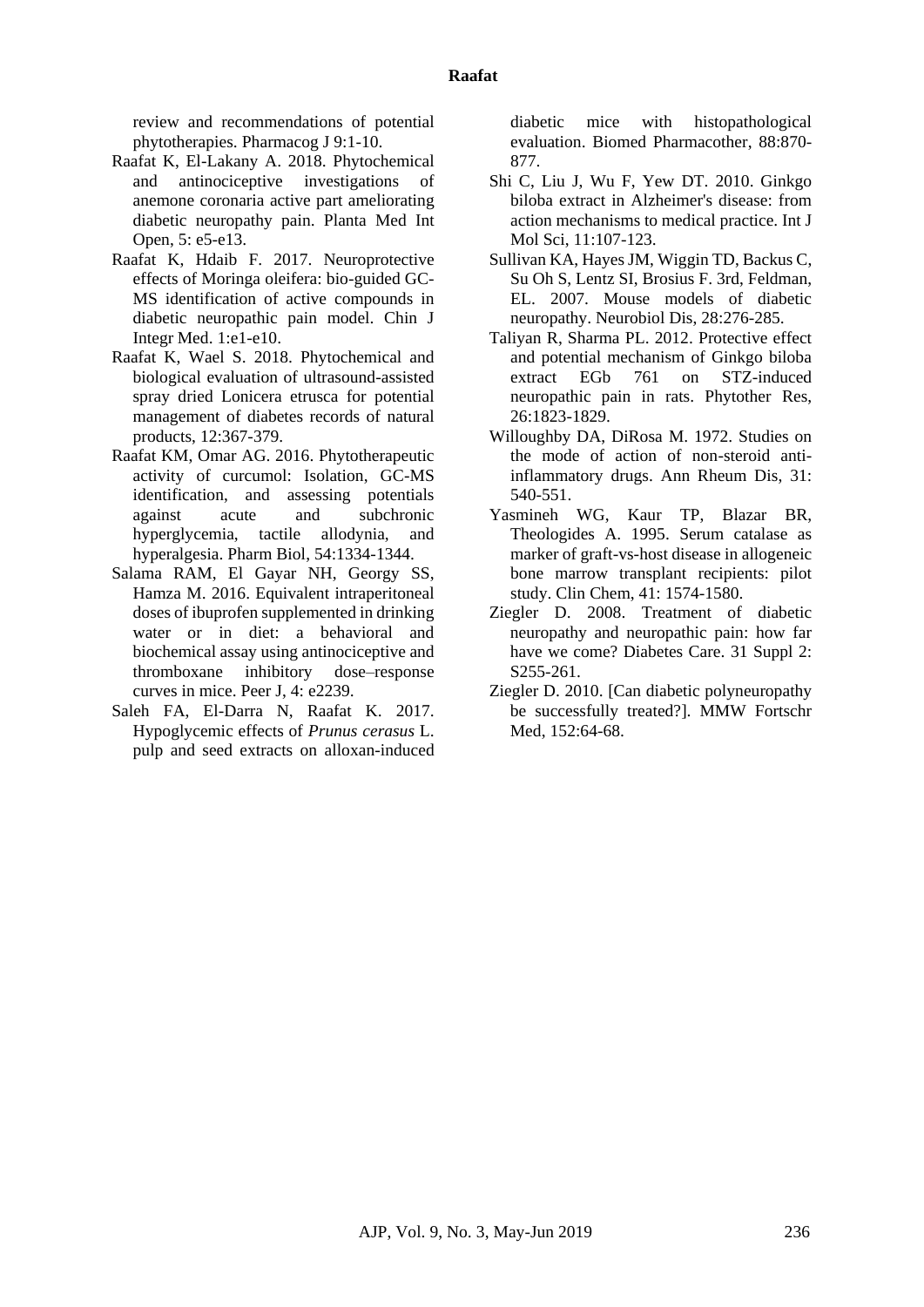review and recommendations of potential phytotherapies. Pharmacog J 9:1-10.

Raafat K, El-Lakany A. 2018. Phytochemical and antinociceptive investigations of anemone coronaria active part ameliorating diabetic neuropathy pain. Planta Med Int Open, 5: e5-e13.

Raafat K, Hdaib F. 2017. Neuroprotective effects of Moringa oleifera: bio-guided GC-MS identification of active compounds in diabetic neuropathic pain model. Chin J Integr Med. 1:e1-e10.

Raafat K, Wael S. 2018. Phytochemical and biological evaluation of ultrasound-assisted spray dried Lonicera etrusca for potential management of diabetes records of natural products, 12:367-379.

Raafat KM, Omar AG. 2016. Phytotherapeutic activity of curcumol: Isolation, GC-MS identification, and assessing potentials against acute and subchronic hyperglycemia, tactile allodynia, and hyperalgesia. Pharm Biol, 54:1334-1344.

Salama RAM, El Gayar NH, Georgy SS, Hamza M. 2016. Equivalent intraperitoneal doses of ibuprofen supplemented in drinking water or in diet: a behavioral and biochemical assay using antinociceptive and thromboxane inhibitory dose–response curves in mice. Peer J, 4: e2239.

Saleh FA, El-Darra N, Raafat K. 2017. Hypoglycemic effects of *Prunus cerasus* L. pulp and seed extracts on alloxan-induced diabetic mice with histopathological evaluation. Biomed Pharmacother, 88:870-877.

Shi C, Liu J, Wu F, Yew DT. 2010. Ginkgo biloba extract in Alzheimer's disease: from action mechanisms to medical practice. Int J Mol Sci, 11:107-123.

Sullivan KA, Hayes JM, Wiggin TD, Backus C, Su Oh S, Lentz SI, Brosius F. 3rd, Feldman, EL. 2007. Mouse models of diabetic neuropathy. Neurobiol Dis, 28:276-285.

Taliyan R, Sharma PL. 2012. Protective effect and potential mechanism of Ginkgo biloba extract EGb 761 on STZ-induced neuropathic pain in rats. Phytother Res, 26:1823-1829.

Willoughby DA, DiRosa M. 1972. Studies on the mode of action of non-steroid anti-inflammatory drugs. Ann Rheum Dis, 31: 540-551.

Yasmineh WG, Kaur TP, Blazar BR, Theologides A. 1995. Serum catalase as marker of graft-vs-host disease in allogeneic bone marrow transplant recipients: pilot study. Clin Chem, 41: 1574-1580.

Ziegler D. 2008. Treatment of diabetic neuropathy and neuropathic pain: how far have we come? Diabetes Care. 31 Suppl 2: S255-261.

Ziegler D. 2010. [Can diabetic polyneuropathy be successfully treated?]. MMW Fortschr Med, 152:64-68.